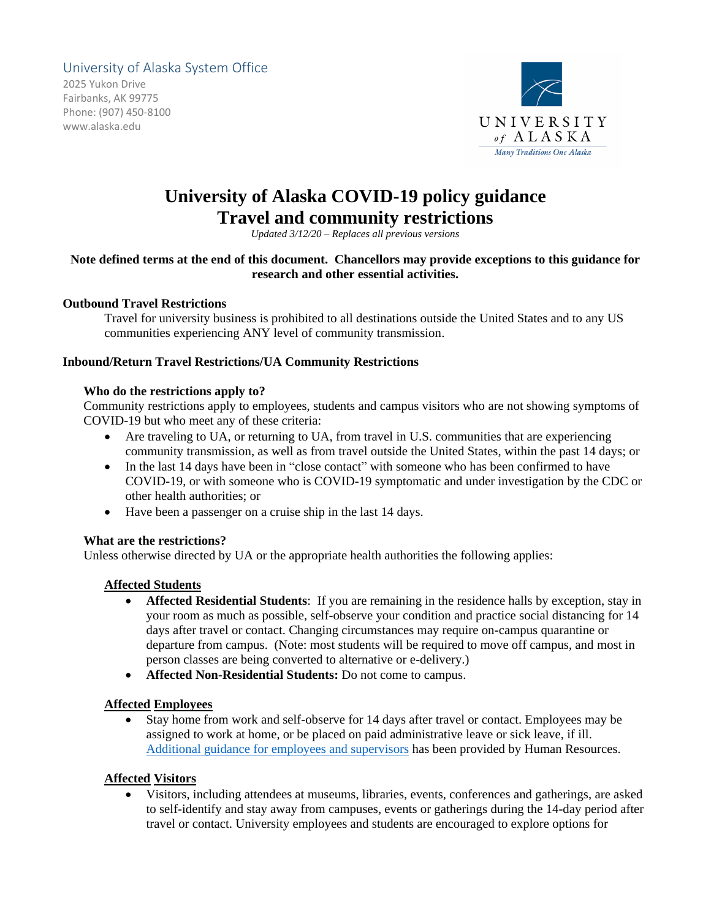University of Alaska System Office
2025 Yukon Drive
Fairbanks, AK 99775
Phone: (907) 450-8100
www.alaska.edu

# University of Alaska COVID-19 policy guidance
# Travel and community restrictions

*Updated 3/12/20 – Replaces all previous versions*

**Note defined terms at the end of this document. Chancellors may provide exceptions to this guidance for research and other essential activities.**

### Outbound Travel Restrictions

Travel for university business is prohibited to all destinations outside the United States and to any US communities experiencing ANY level of community transmission.

### Inbound/Return Travel Restrictions/UA Community Restrictions

**Who do the restrictions apply to?**

Community restrictions apply to employees, students and campus visitors who are not showing symptoms of COVID-19 but who meet any of these criteria:

- Are traveling to UA, or returning to UA, from travel in U.S. communities that are experiencing community transmission, as well as from travel outside the United States, within the past 14 days; or
- In the last 14 days have been in "close contact" with someone who has been confirmed to have COVID-19, or with someone who is COVID-19 symptomatic and under investigation by the CDC or other health authorities; or
- Have been a passenger on a cruise ship in the last 14 days.

**What are the restrictions?**

Unless otherwise directed by UA or the appropriate health authorities the following applies:

**Affected Students**

- **Affected Residential Students**: If you are remaining in the residence halls by exception, stay in your room as much as possible, self-observe your condition and practice social distancing for 14 days after travel or contact. Changing circumstances may require on-campus quarantine or departure from campus. (Note: most students will be required to move off campus, and most in person classes are being converted to alternative or e-delivery.)
- **Affected Non-Residential Students:** Do not come to campus.

**Affected Employees**

- Stay home from work and self-observe for 14 days after travel or contact. Employees may be assigned to work at home, or be placed on paid administrative leave or sick leave, if ill. Additional guidance for employees and supervisors has been provided by Human Resources.

**Affected Visitors**

- Visitors, including attendees at museums, libraries, events, conferences and gatherings, are asked to self-identify and stay away from campuses, events or gatherings during the 14-day period after travel or contact. University employees and students are encouraged to explore options for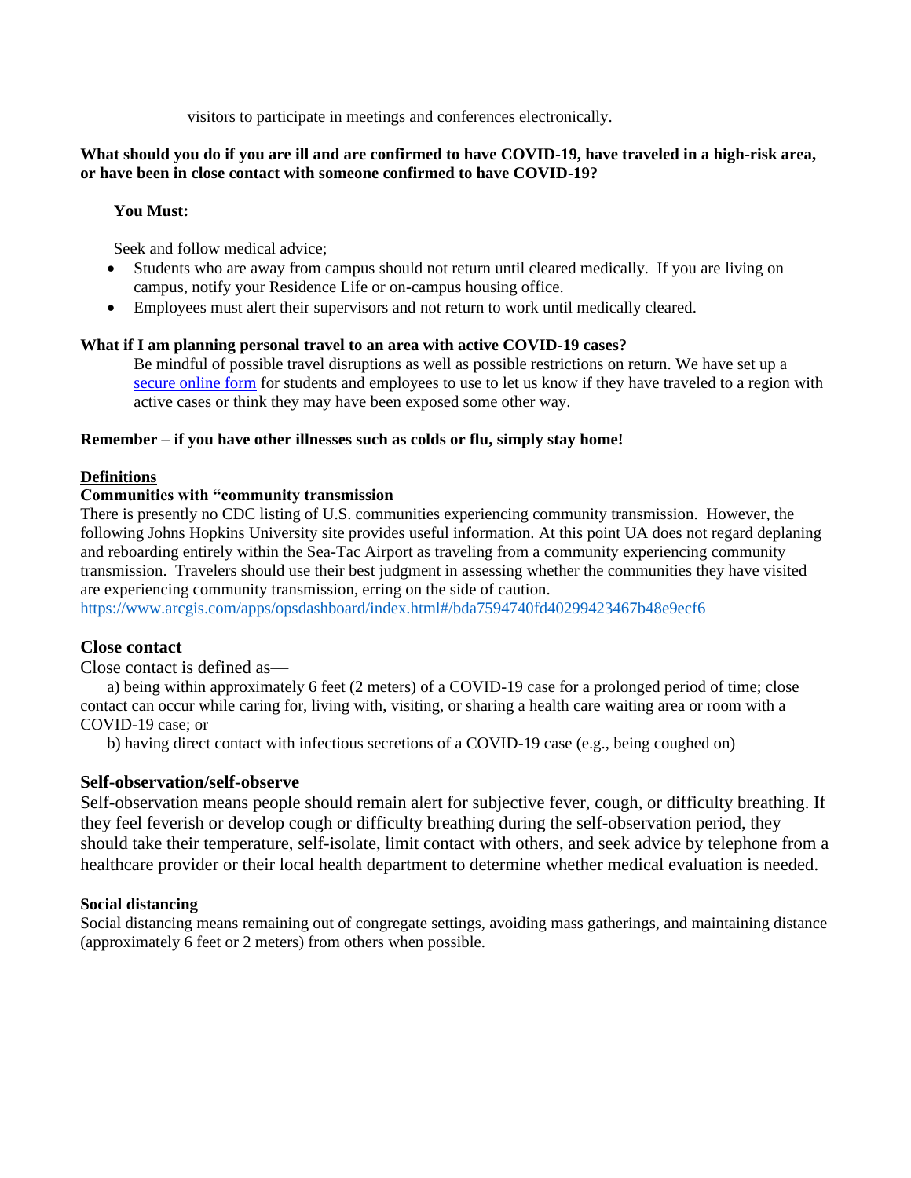visitors to participate in meetings and conferences electronically.

**What should you do if you are ill and are confirmed to have COVID-19, have traveled in a high-risk area, or have been in close contact with someone confirmed to have COVID-19?**

**You Must:**

Seek and follow medical advice;

- Students who are away from campus should not return until cleared medically. If you are living on campus, notify your Residence Life or on-campus housing office.
- Employees must alert their supervisors and not return to work until medically cleared.

**What if I am planning personal travel to an area with active COVID-19 cases?**

Be mindful of possible travel disruptions as well as possible restrictions on return. We have set up a secure online form for students and employees to use to let us know if they have traveled to a region with active cases or think they may have been exposed some other way.

**Remember – if you have other illnesses such as colds or flu, simply stay home!**

## Definitions

**Communities with "community transmission**

There is presently no CDC listing of U.S. communities experiencing community transmission. However, the following Johns Hopkins University site provides useful information. At this point UA does not regard deplaning and reboarding entirely within the Sea-Tac Airport as traveling from a community experiencing community transmission. Travelers should use their best judgment in assessing whether the communities they have visited are experiencing community transmission, erring on the side of caution.
https://www.arcgis.com/apps/opsdashboard/index.html#/bda7594740fd40299423467b48e9ecf6

### Close contact

Close contact is defined as—

a) being within approximately 6 feet (2 meters) of a COVID-19 case for a prolonged period of time; close contact can occur while caring for, living with, visiting, or sharing a health care waiting area or room with a COVID-19 case; or

b) having direct contact with infectious secretions of a COVID-19 case (e.g., being coughed on)

### Self-observation/self-observe

Self-observation means people should remain alert for subjective fever, cough, or difficulty breathing. If they feel feverish or develop cough or difficulty breathing during the self-observation period, they should take their temperature, self-isolate, limit contact with others, and seek advice by telephone from a healthcare provider or their local health department to determine whether medical evaluation is needed.

**Social distancing**

Social distancing means remaining out of congregate settings, avoiding mass gatherings, and maintaining distance (approximately 6 feet or 2 meters) from others when possible.